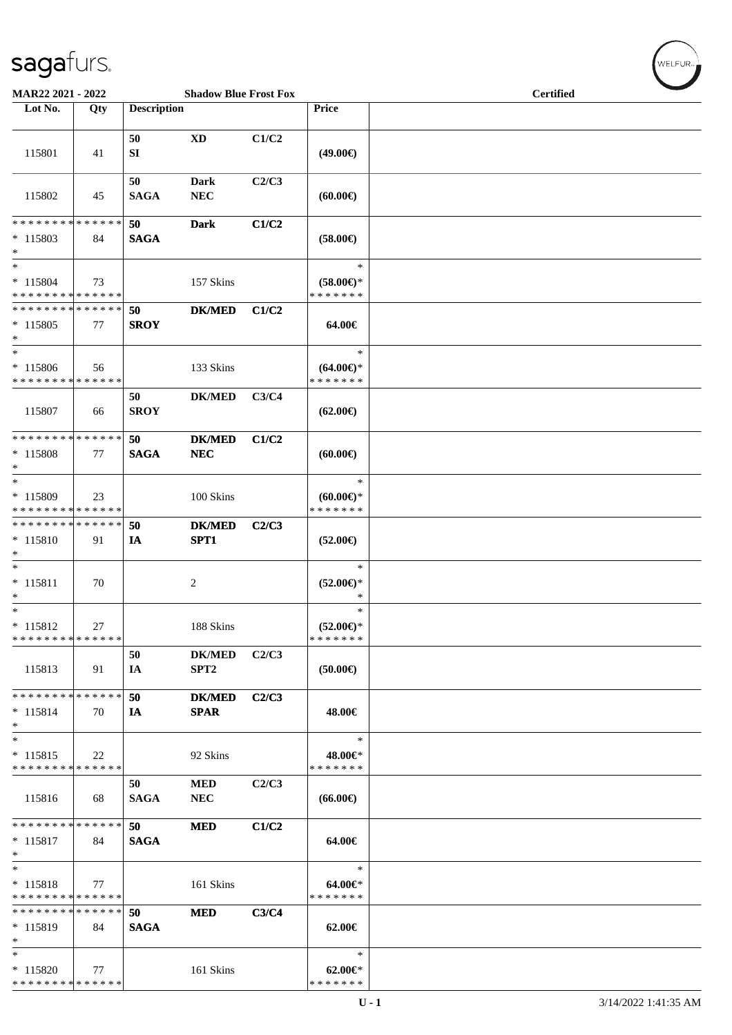MAR22 2021 - 2022 | Shadow Blue Frost Fox | Certified

| Lot No. | Qty | Description | | | Price | |
|---|---|---|---|---|---|---|
| 115801 | 41 | 50<br>SI | XD | C1/C2 | (49.00€) | |
| 115802 | 45 | 50<br>SAGA | Dark<br>NEC | C2/C3 | (60.00€) | |
| * * * * * * * * * * * * * *<br>* 115803<br>* | 84 | 50<br>SAGA | Dark | C1/C2 | (58.00€) | |
| *<br>* 115804<br>* * * * * * * * * * * * * * | 73 | | 157 Skins | | *<br>(58.00€)*<br>* * * * * * * | |
| * * * * * * * * * * * * * *<br>* 115805<br>* | 77 | 50<br>SROY | DK/MED | C1/C2 | 64.00€ | |
| *<br>* 115806<br>* * * * * * * * * * * * * * | 56 | | 133 Skins | | *<br>(64.00€)*<br>* * * * * * * | |
| 115807 | 66 | 50<br>SROY | DK/MED | C3/C4 | (62.00€) | |
| * * * * * * * * * * * * * *<br>* 115808<br>* | 77 | 50<br>SAGA | DK/MED<br>NEC | C1/C2 | (60.00€) | |
| *<br>* 115809<br>* * * * * * * * * * * * * * | 23 | | 100 Skins | | *<br>(60.00€)*<br>* * * * * * * | |
| * * * * * * * * * * * * * *<br>* 115810<br>* | 91 | 50<br>IA | DK/MED<br>SPT1 | C2/C3 | (52.00€) | |
| *<br>* 115811<br>* | 70 | | 2 | | *<br>(52.00€)*<br>* | |
| *<br>* 115812<br>* * * * * * * * * * * * * * | 27 | | 188 Skins | | *<br>(52.00€)*<br>* * * * * * * | |
| 115813 | 91 | 50<br>IA | DK/MED<br>SPT2 | C2/C3 | (50.00€) | |
| * * * * * * * * * * * * * *<br>* 115814<br>* | 70 | 50<br>IA | DK/MED<br>SPAR | C2/C3 | 48.00€ | |
| *<br>* 115815<br>* * * * * * * * * * * * * * | 22 | | 92 Skins | | *<br>48.00€*<br>* * * * * * * | |
| 115816 | 68 | 50<br>SAGA | MED<br>NEC | C2/C3 | (66.00€) | |
| * * * * * * * * * * * * * *<br>* 115817<br>* | 84 | 50<br>SAGA | MED | C1/C2 | 64.00€ | |
| *<br>* 115818<br>* * * * * * * * * * * * * * | 77 | | 161 Skins | | *<br>64.00€*<br>* * * * * * * | |
| * * * * * * * * * * * * * *<br>* 115819<br>* | 84 | 50<br>SAGA | MED | C3/C4 | 62.00€ | |
| *<br>* 115820<br>* * * * * * * * * * * * * * | 77 | | 161 Skins | | *<br>62.00€*<br>* * * * * * * | |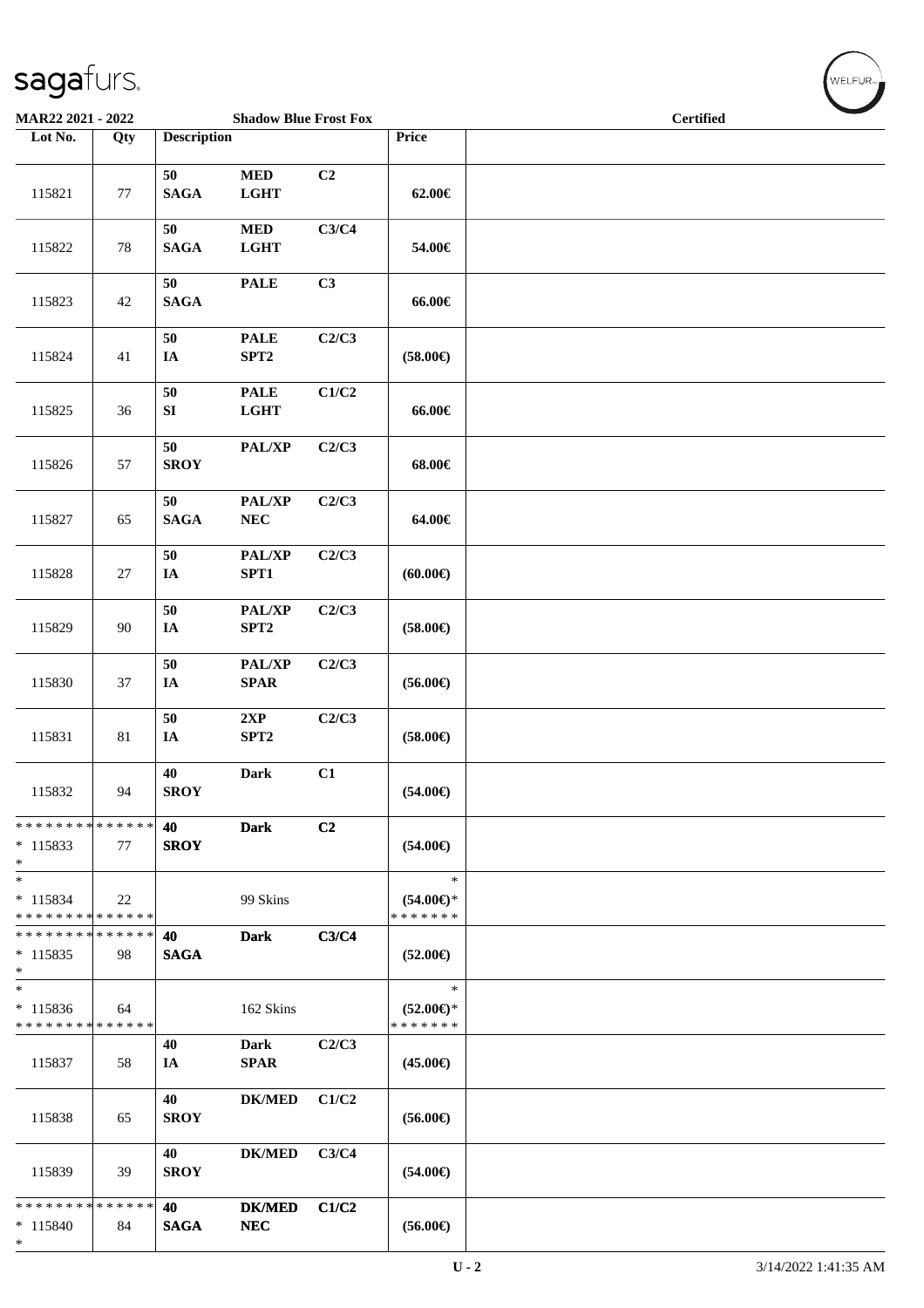**MAR22 2021 - 2022** — **Shadow Blue Frost Fox** — **Certified**

| Lot No. | Qty | Description | | | Price | |
|---|---|---|---|---|---|---|
| 115821 | 77 | 50 SAGA | MED LGHT | C2 | 62.00€ | |
| 115822 | 78 | 50 SAGA | MED LGHT | C3/C4 | 54.00€ | |
| 115823 | 42 | 50 SAGA | PALE | C3 | 66.00€ | |
| 115824 | 41 | 50 IA | PALE SPT2 | C2/C3 | (58.00€) | |
| 115825 | 36 | 50 SI | PALE LGHT | C1/C2 | 66.00€ | |
| 115826 | 57 | 50 SROY | PAL/XP | C2/C3 | 68.00€ | |
| 115827 | 65 | 50 SAGA | PAL/XP NEC | C2/C3 | 64.00€ | |
| 115828 | 27 | 50 IA | PAL/XP SPT1 | C2/C3 | (60.00€) | |
| 115829 | 90 | 50 IA | PAL/XP SPT2 | C2/C3 | (58.00€) | |
| 115830 | 37 | 50 IA | PAL/XP SPAR | C2/C3 | (56.00€) | |
| 115831 | 81 | 50 IA | 2XP SPT2 | C2/C3 | (58.00€) | |
| 115832 | 94 | 40 SROY | Dark | C1 | (54.00€) | |
| * * * * * * * * * * * * * * * 115833 * | 77 | 40 SROY | Dark | C2 | (54.00€) | |
| * * 115834 * * * * * * * * * * * * * * | 22 | | 99 Skins | | * (54.00€)* * * * * * * * | |
| * * * * * * * * * * * * * * * 115835 * | 98 | 40 SAGA | Dark | C3/C4 | (52.00€) | |
| * * 115836 * * * * * * * * * * * * * * | 64 | | 162 Skins | | * (52.00€)* * * * * * * * | |
| 115837 | 58 | 40 IA | Dark SPAR | C2/C3 | (45.00€) | |
| 115838 | 65 | 40 SROY | DK/MED | C1/C2 | (56.00€) | |
| 115839 | 39 | 40 SROY | DK/MED | C3/C4 | (54.00€) | |
| * * * * * * * * * * * * * * * 115840 * | 84 | 40 SAGA | DK/MED NEC | C1/C2 | (56.00€) | |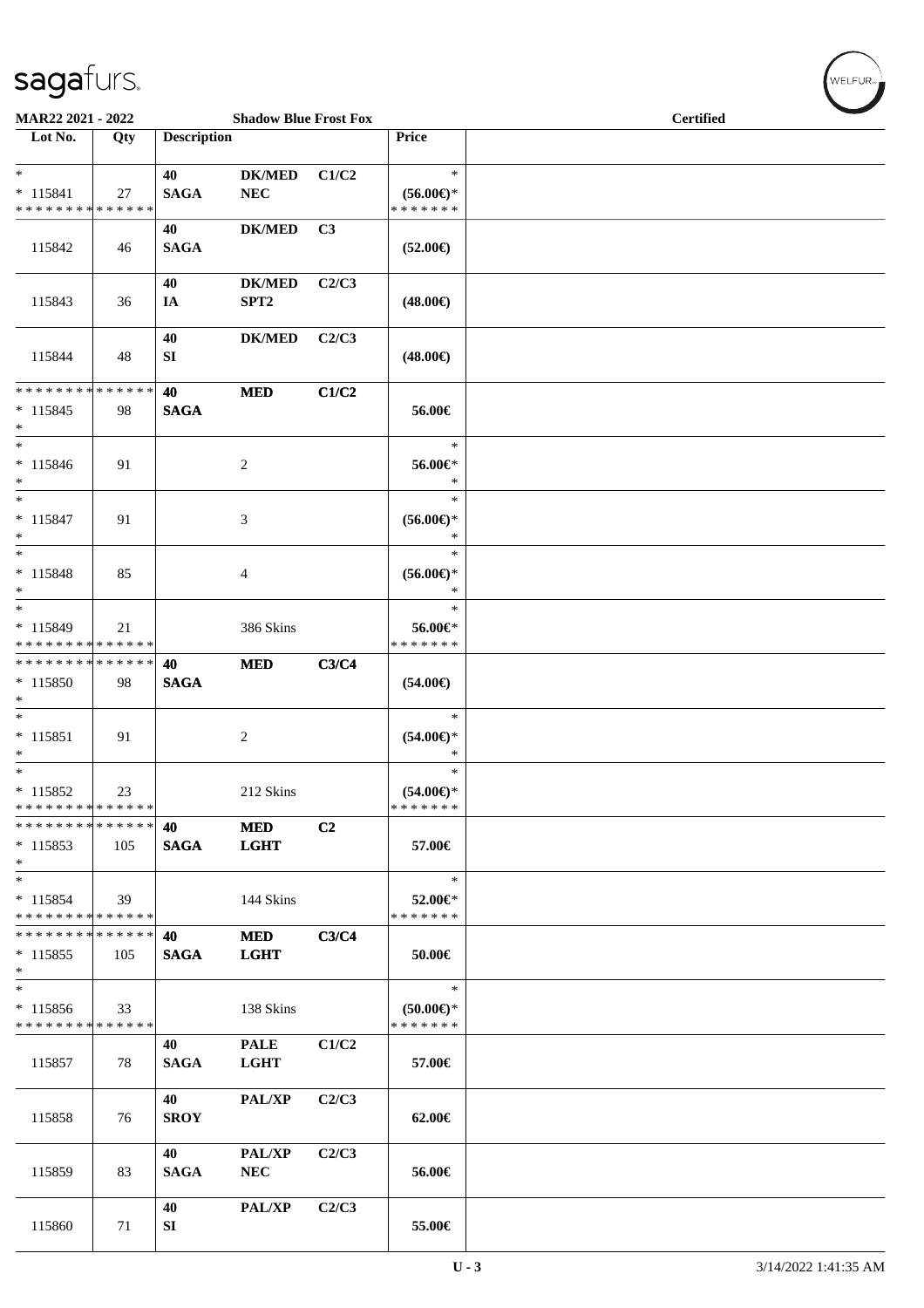MAR22 2021 - 2022 — Shadow Blue Frost Fox — Certified

| Lot No. | Qty | Description | | | Price | |
|---|---|---|---|---|---|---|
| * * 115841 * * * * * * * * * * * * * * | 27 | 40 SAGA | DK/MED NEC | C1/C2 | * (56.00€)* * * * * * * * | |
| 115842 | 46 | 40 SAGA | DK/MED | C3 | (52.00€) | |
| 115843 | 36 | 40 IA | DK/MED SPT2 | C2/C3 | (48.00€) | |
| 115844 | 48 | 40 SI | DK/MED | C2/C3 | (48.00€) | |
| * * * * * * * * * * * * * * * 115845 * | 98 | 40 SAGA | MED | C1/C2 | 56.00€ | |
| * * 115846 * | 91 | | 2 | | * 56.00€* * | |
| * * 115847 * | 91 | | 3 | | * (56.00€)* * | |
| * * 115848 * | 85 | | 4 | | * (56.00€)* * | |
| * * 115849 * * * * * * * * * * * * * * | 21 | | 386 Skins | | * 56.00€* * * * * * * * | |
| * * * * * * * * * * * * * * * 115850 * | 98 | 40 SAGA | MED | C3/C4 | (54.00€) | |
| * * 115851 * | 91 | | 2 | | * (54.00€)* * | |
| * * 115852 * * * * * * * * * * * * * * | 23 | | 212 Skins | | * (54.00€)* * * * * * * * | |
| * * * * * * * * * * * * * * * 115853 * | 105 | 40 SAGA | MED LGHT | C2 | 57.00€ | |
| * * 115854 * * * * * * * * * * * * * * | 39 | | 144 Skins | | * 52.00€* * * * * * * * | |
| * * * * * * * * * * * * * * * 115855 * | 105 | 40 SAGA | MED LGHT | C3/C4 | 50.00€ | |
| * * 115856 * * * * * * * * * * * * * * | 33 | | 138 Skins | | * (50.00€)* * * * * * * * | |
| 115857 | 78 | 40 SAGA | PALE LGHT | C1/C2 | 57.00€ | |
| 115858 | 76 | 40 SROY | PAL/XP | C2/C3 | 62.00€ | |
| 115859 | 83 | 40 SAGA | PAL/XP NEC | C2/C3 | 56.00€ | |
| 115860 | 71 | 40 SI | PAL/XP | C2/C3 | 55.00€ | |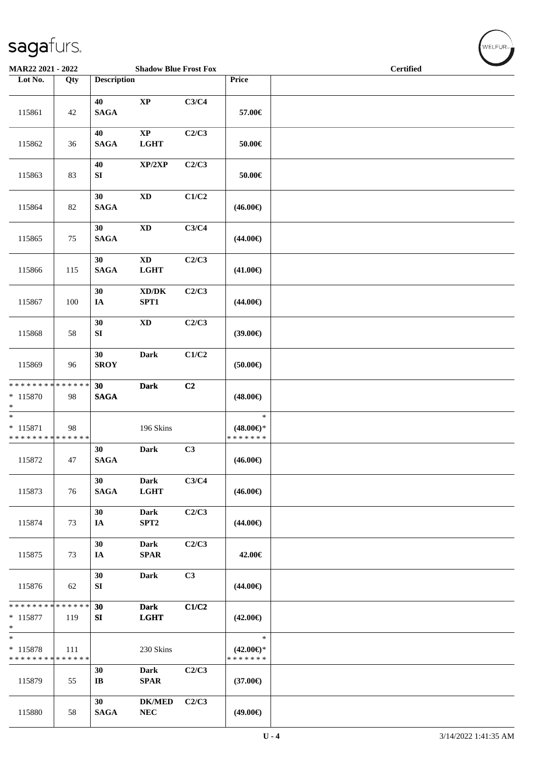**MAR22 2021 - 2022** **Shadow Blue Frost Fox** **Certified**

| Lot No. | Qty | Description | | | Price | |
|---|---|---|---|---|---|---|
| 115861 | 42 | 40 SAGA | XP | C3/C4 | 57.00€ | |
| 115862 | 36 | 40 SAGA | XP LGHT | C2/C3 | 50.00€ | |
| 115863 | 83 | 40 SI | XP/2XP | C2/C3 | 50.00€ | |
| 115864 | 82 | 30 SAGA | XD | C1/C2 | (46.00€) | |
| 115865 | 75 | 30 SAGA | XD | C3/C4 | (44.00€) | |
| 115866 | 115 | 30 SAGA | XD LGHT | C2/C3 | (41.00€) | |
| 115867 | 100 | 30 IA | XD/DK SPT1 | C2/C3 | (44.00€) | |
| 115868 | 58 | 30 SI | XD | C2/C3 | (39.00€) | |
| 115869 | 96 | 30 SROY | Dark | C1/C2 | (50.00€) | |
| * * * * * * * * * * * * * * * 115870 * | 98 | 30 SAGA | Dark | C2 | (48.00€) | |
| * * 115871 * * * * * * * * * * * * * * | 98 | | 196 Skins | | * (48.00€)* * * * * * * * | |
| 115872 | 47 | 30 SAGA | Dark | C3 | (46.00€) | |
| 115873 | 76 | 30 SAGA | Dark LGHT | C3/C4 | (46.00€) | |
| 115874 | 73 | 30 IA | Dark SPT2 | C2/C3 | (44.00€) | |
| 115875 | 73 | 30 IA | Dark SPAR | C2/C3 | 42.00€ | |
| 115876 | 62 | 30 SI | Dark | C3 | (44.00€) | |
| * * * * * * * * * * * * * * * 115877 * | 119 | 30 SI | Dark LGHT | C1/C2 | (42.00€) | |
| * * 115878 * * * * * * * * * * * * * * | 111 | | 230 Skins | | * (42.00€)* * * * * * * * | |
| 115879 | 55 | 30 IB | Dark SPAR | C2/C3 | (37.00€) | |
| 115880 | 58 | 30 SAGA | DK/MED NEC | C2/C3 | (49.00€) | |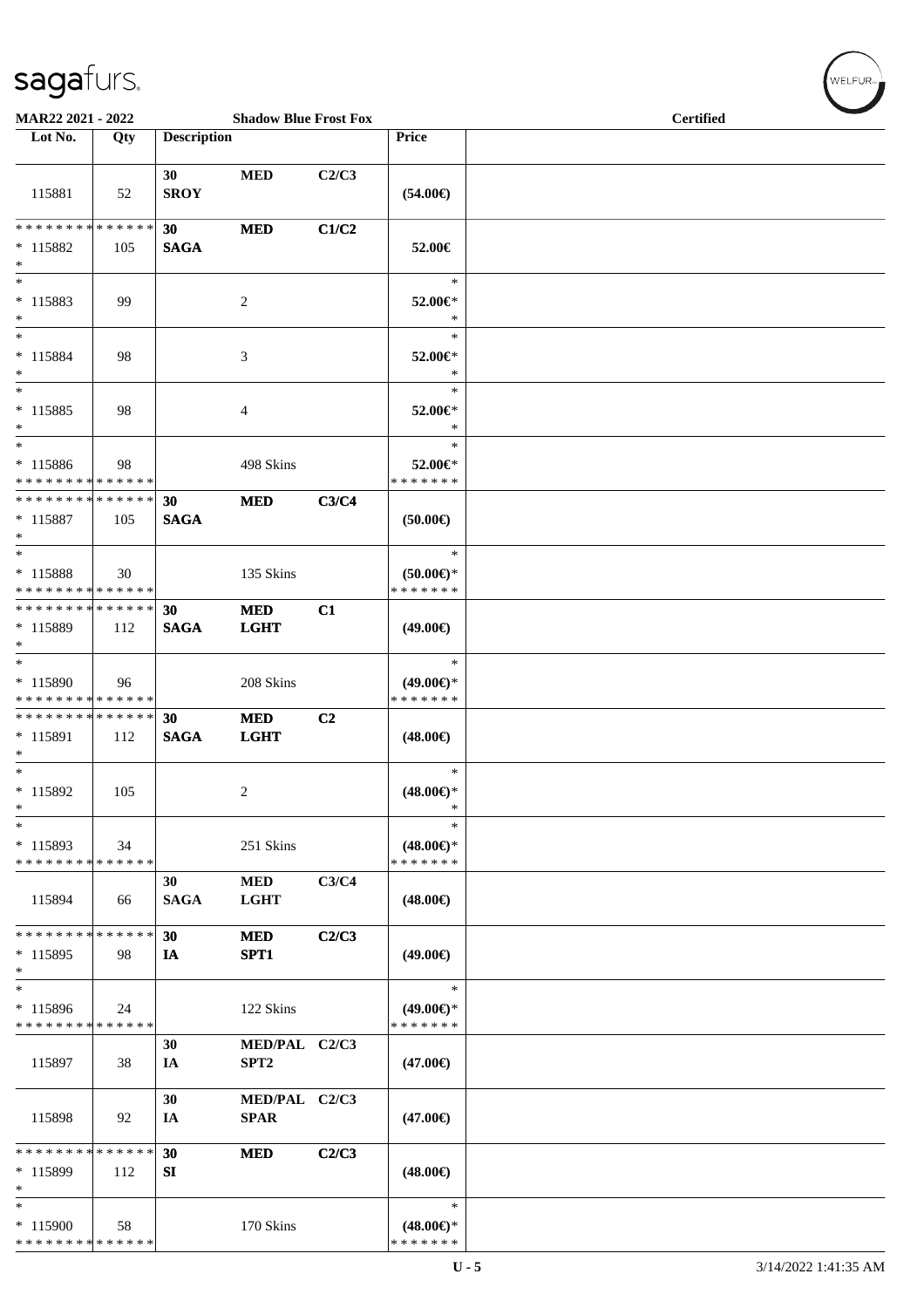MAR22 2021 - 2022 — Shadow Blue Frost Fox — Certified

| Lot No. | Qty | Description | | | Price | |
|---|---|---|---|---|---|---|
| 115881 | 52 | 30 SROY | MED | C2/C3 | (54.00€) | |
| * * * * * * * * * * * * * * * 115882 * | 105 | 30 SAGA | MED | C1/C2 | 52.00€ | |
| * * 115883 * | 99 | | 2 | | * 52.00€* * | |
| * * 115884 * | 98 | | 3 | | * 52.00€* * | |
| * * 115885 * | 98 | | 4 | | * 52.00€* * | |
| * * 115886 * * * * * * * * * * * * * * | 98 | | 498 Skins | | * 52.00€* * * * * * * * | |
| * * * * * * * * * * * * * * * 115887 * | 105 | 30 SAGA | MED | C3/C4 | (50.00€) | |
| * * 115888 * * * * * * * * * * * * * * | 30 | | 135 Skins | | * (50.00€)* * * * * * * * | |
| * * * * * * * * * * * * * * * 115889 * | 112 | 30 SAGA | MED LGHT | C1 | (49.00€) | |
| * * 115890 * * * * * * * * * * * * * * | 96 | | 208 Skins | | * (49.00€)* * * * * * * * | |
| * * * * * * * * * * * * * * * 115891 * | 112 | 30 SAGA | MED LGHT | C2 | (48.00€) | |
| * * 115892 * | 105 | | 2 | | * (48.00€)* * | |
| * * 115893 * * * * * * * * * * * * * * | 34 | | 251 Skins | | * (48.00€)* * * * * * * * | |
| 115894 | 66 | 30 SAGA | MED LGHT | C3/C4 | (48.00€) | |
| * * * * * * * * * * * * * * * 115895 * | 98 | 30 IA | MED SPT1 | C2/C3 | (49.00€) | |
| * * 115896 * * * * * * * * * * * * * * | 24 | | 122 Skins | | * (49.00€)* * * * * * * * | |
| 115897 | 38 | 30 IA | MED/PAL SPT2 | C2/C3 | (47.00€) | |
| 115898 | 92 | 30 IA | MED/PAL SPAR | C2/C3 | (47.00€) | |
| * * * * * * * * * * * * * * * 115899 * | 112 | 30 SI | MED | C2/C3 | (48.00€) | |
| * * 115900 * * * * * * * * * * * * * * | 58 | | 170 Skins | | * (48.00€)* * * * * * * * | |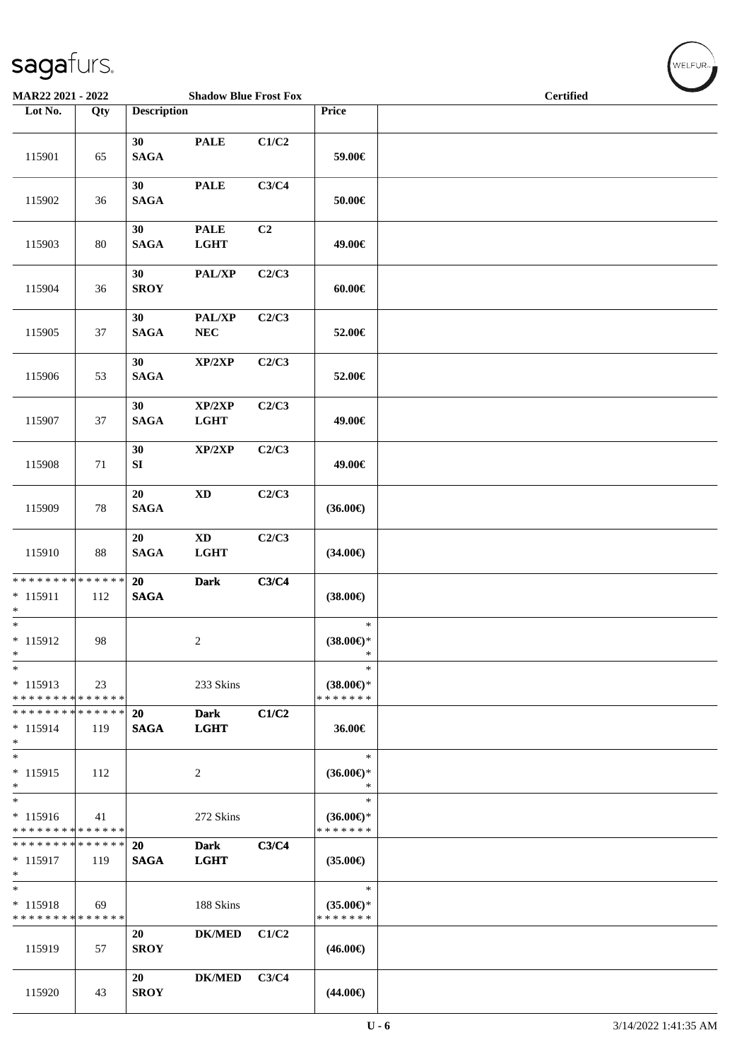**MAR22 2021 - 2022** **Shadow Blue Frost Fox** **Certified**

| Lot No. | Qty | Description | | | Price | |
|---|---|---|---|---|---|---|
| 115901 | 65 | 30 SAGA | PALE | C1/C2 | 59.00€ | |
| 115902 | 36 | 30 SAGA | PALE | C3/C4 | 50.00€ | |
| 115903 | 80 | 30 SAGA | PALE LGHT | C2 | 49.00€ | |
| 115904 | 36 | 30 SROY | PAL/XP | C2/C3 | 60.00€ | |
| 115905 | 37 | 30 SAGA | PAL/XP NEC | C2/C3 | 52.00€ | |
| 115906 | 53 | 30 SAGA | XP/2XP | C2/C3 | 52.00€ | |
| 115907 | 37 | 30 SAGA | XP/2XP LGHT | C2/C3 | 49.00€ | |
| 115908 | 71 | 30 SI | XP/2XP | C2/C3 | 49.00€ | |
| 115909 | 78 | 20 SAGA | XD | C2/C3 | (36.00€) | |
| 115910 | 88 | 20 SAGA | XD LGHT | C2/C3 | (34.00€) | |
| * * * * * * * * * * * * * * * 115911 * | 112 | 20 SAGA | Dark | C3/C4 | (38.00€) | |
| * * 115912 * | 98 | | 2 | | * (38.00€)* * | |
| * * 115913 * * * * * * * * * * * * * * | 23 | | 233 Skins | | * (38.00€)* * * * * * * * | |
| * * * * * * * * * * * * * * * 115914 * | 119 | 20 SAGA | Dark LGHT | C1/C2 | 36.00€ | |
| * * 115915 * | 112 | | 2 | | * (36.00€)* * | |
| * * 115916 * * * * * * * * * * * * * * | 41 | | 272 Skins | | * (36.00€)* * * * * * * * | |
| * * * * * * * * * * * * * * * 115917 * | 119 | 20 SAGA | Dark LGHT | C3/C4 | (35.00€) | |
| * * 115918 * * * * * * * * * * * * * * | 69 | | 188 Skins | | * (35.00€)* * * * * * * * | |
| 115919 | 57 | 20 SROY | DK/MED | C1/C2 | (46.00€) | |
| 115920 | 43 | 20 SROY | DK/MED | C3/C4 | (44.00€) | |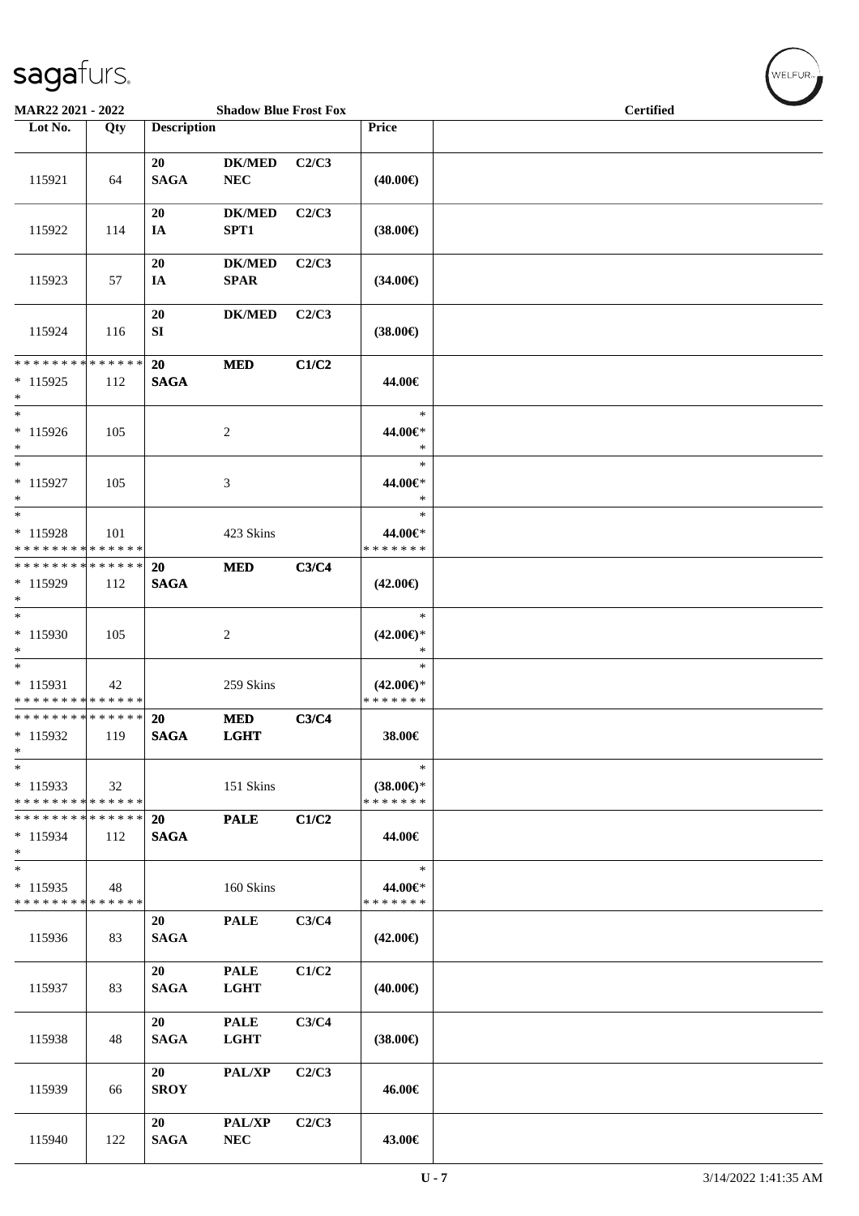MAR22 2021 - 2022 — Shadow Blue Frost Fox — Certified

| Lot No. | Qty | Description | | | Price | |
|---|---|---|---|---|---|---|
| 115921 | 64 | 20 SAGA | DK/MED NEC | C2/C3 | (40.00€) | |
| 115922 | 114 | 20 IA | DK/MED SPT1 | C2/C3 | (38.00€) | |
| 115923 | 57 | 20 IA | DK/MED SPAR | C2/C3 | (34.00€) | |
| 115924 | 116 | 20 SI | DK/MED | C2/C3 | (38.00€) | |
| * * * * * * * * * * * * * * * 115925 * | 112 | 20 SAGA | MED | C1/C2 | 44.00€ | |
| * 115926 * | 105 | | 2 | | * 44.00€* * | |
| * 115927 * | 105 | | 3 | | * 44.00€* * | |
| * 115928 * * * * * * * * * * * * * * | 101 | | 423 Skins | | * 44.00€* * * * * * * * | |
| * * * * * * * * * * * * * * * 115929 * | 112 | 20 SAGA | MED | C3/C4 | (42.00€) | |
| * 115930 * | 105 | | 2 | | * (42.00€)* * | |
| * 115931 * * * * * * * * * * * * * * | 42 | | 259 Skins | | * (42.00€)* * * * * * * * | |
| * * * * * * * * * * * * * * * 115932 * | 119 | 20 SAGA | MED LGHT | C3/C4 | 38.00€ | |
| * 115933 * * * * * * * * * * * * * * | 32 | | 151 Skins | | * (38.00€)* * * * * * * * | |
| * * * * * * * * * * * * * * * 115934 * | 112 | 20 SAGA | PALE | C1/C2 | 44.00€ | |
| * 115935 * * * * * * * * * * * * * * | 48 | | 160 Skins | | * 44.00€* * * * * * * * | |
| 115936 | 83 | 20 SAGA | PALE | C3/C4 | (42.00€) | |
| 115937 | 83 | 20 SAGA | PALE LGHT | C1/C2 | (40.00€) | |
| 115938 | 48 | 20 SAGA | PALE LGHT | C3/C4 | (38.00€) | |
| 115939 | 66 | 20 SROY | PAL/XP | C2/C3 | 46.00€ | |
| 115940 | 122 | 20 SAGA | PAL/XP NEC | C2/C3 | 43.00€ | |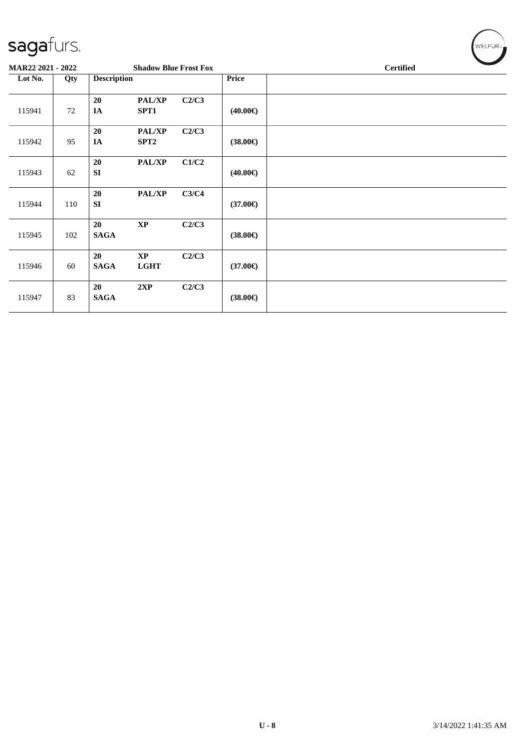**MAR22 2021 - 2022** **Shadow Blue Frost Fox** **Certified**

| Lot No. | Qty | Description | | | Price | |
|---|---|---|---|---|---|---|
| 115941 | 72 | **20** **IA** | **PAL/XP** **SPT1** | **C2/C3** | **(40.00€)** | |
| 115942 | 95 | **20** **IA** | **PAL/XP** **SPT2** | **C2/C3** | **(38.00€)** | |
| 115943 | 62 | **20** **SI** | **PAL/XP** | **C1/C2** | **(40.00€)** | |
| 115944 | 110 | **20** **SI** | **PAL/XP** | **C3/C4** | **(37.00€)** | |
| 115945 | 102 | **20** **SAGA** | **XP** | **C2/C3** | **(38.00€)** | |
| 115946 | 60 | **20** **SAGA** | **XP** **LGHT** | **C2/C3** | **(37.00€)** | |
| 115947 | 83 | **20** **SAGA** | **2XP** | **C2/C3** | **(38.00€)** | |

3/14/2022 1:41:35 AM